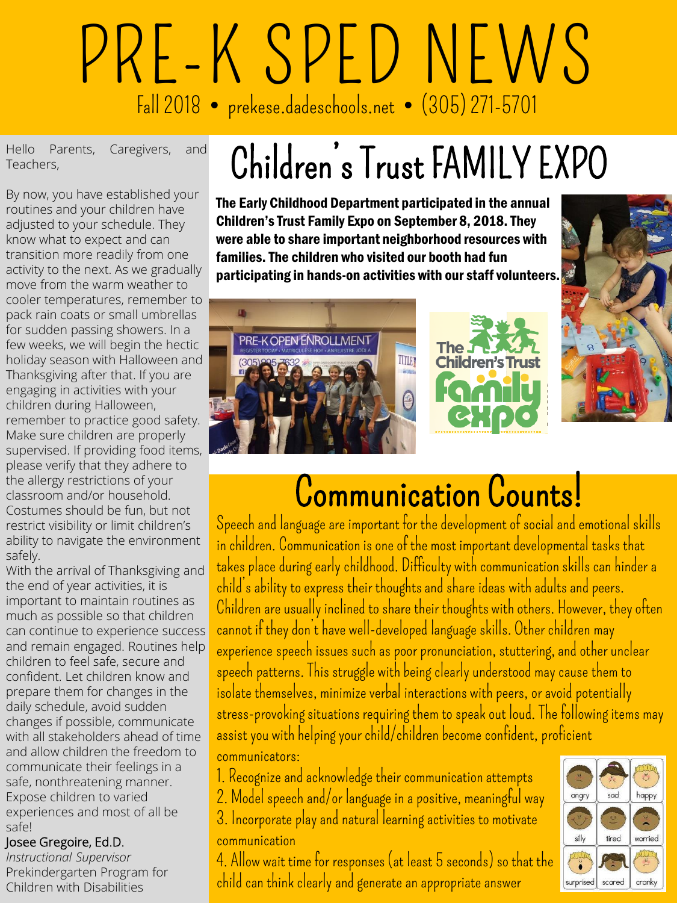# PRE-K SPED NEWS

Fall 2018 • prekese.dadeschools.net • (305) 271-5701

Hello Parents, Caregivers, and Teachers,

By now, you have established your routines and your children have adjusted to your schedule. They know what to expect and can transition more readily from one activity to the next. As we gradually move from the warm weather to cooler temperatures, remember to pack rain coats or small umbrellas for sudden passing showers. In a few weeks, we will begin the hectic holiday season with Halloween and Thanksgiving after that. If you are engaging in activities with your children during Halloween, remember to practice good safety. Make sure children are properly supervised. If providing food items, please verify that they adhere to the allergy restrictions of your classroom and/or household. Costumes should be fun, but not restrict visibility or limit children's ability to navigate the environment safely.

With the arrival of Thanksgiving and the end of year activities, it is important to maintain routines as much as possible so that children can continue to experience success and remain engaged. Routines help children to feel safe, secure and confident. Let children know and prepare them for changes in the daily schedule, avoid sudden changes if possible, communicate with all stakeholders ahead of time and allow children the freedom to communicate their feelings in a safe, nonthreatening manner. Expose children to varied experiences and most of all be safe!

Josee Gregoire, Ed.D.
*Instructional Supervisor*
Prekindergarten Program for Children with Disabilities

## Children's Trust FAMILY EXPO

**The Early Childhood Department participated in the annual Children's Trust Family Expo on September 8, 2018. They were able to share important neighborhood resources with families. The children who visited our booth had fun participating in hands-on activities with our staff volunteers.**

## Communication Counts!

Speech and language are important for the development of social and emotional skills in children. Communication is one of the most important developmental tasks that takes place during early childhood. Difficulty with communication skills can hinder a child's ability to express their thoughts and share ideas with adults and peers. Children are usually inclined to share their thoughts with others. However, they often cannot if they don't have well-developed language skills. Other children may experience speech issues such as poor pronunciation, stuttering, and other unclear speech patterns. This struggle with being clearly understood may cause them to isolate themselves, minimize verbal interactions with peers, or avoid potentially stress-provoking situations requiring them to speak out loud. The following items may assist you with helping your child/children become confident, proficient communicators:

1. Recognize and acknowledge their communication attempts
2. Model speech and/or language in a positive, meaningful way
3. Incorporate play and natural learning activities to motivate communication
4. Allow wait time for responses (at least 5 seconds) so that the child can think clearly and generate an appropriate answer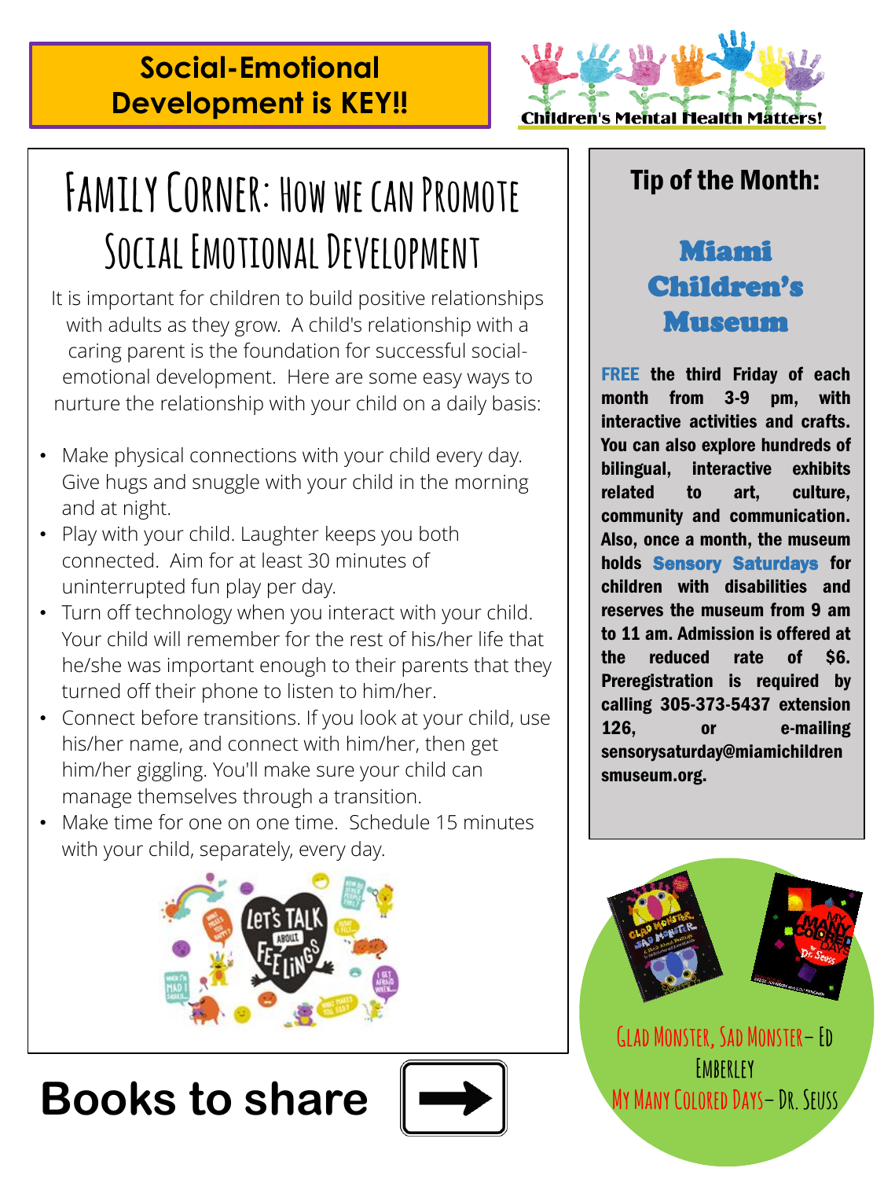**Social-Emotional Development is KEY!!**

Children's Mental Health Matters!

# Family Corner: How we can Promote Social Emotional Development

It is important for children to build positive relationships with adults as they grow. A child's relationship with a caring parent is the foundation for successful social-emotional development. Here are some easy ways to nurture the relationship with your child on a daily basis:

- Make physical connections with your child every day. Give hugs and snuggle with your child in the morning and at night.
- Play with your child. Laughter keeps you both connected. Aim for at least 30 minutes of uninterrupted fun play per day.
- Turn off technology when you interact with your child. Your child will remember for the rest of his/her life that he/she was important enough to their parents that they turned off their phone to listen to him/her.
- Connect before transitions. If you look at your child, use his/her name, and connect with him/her, then get him/her giggling. You'll make sure your child can manage themselves through a transition.
- Make time for one on one time. Schedule 15 minutes with your child, separately, every day.

## Tip of the Month:

### Miami Children's Museum

**FREE the third Friday of each month from 3-9 pm, with interactive activities and crafts. You can also explore hundreds of bilingual, interactive exhibits related to art, culture, community and communication. Also, once a month, the museum holds Sensory Saturdays for children with disabilities and reserves the museum from 9 am to 11 am. Admission is offered at the reduced rate of $6. Preregistration is required by calling 305-373-5437 extension 126, or e-mailing sensorysaturday@miamichildrensmuseum.org.**

# Books to share

Glad Monster, Sad Monster– Ed Emberley

My Many Colored Days– Dr. Seuss